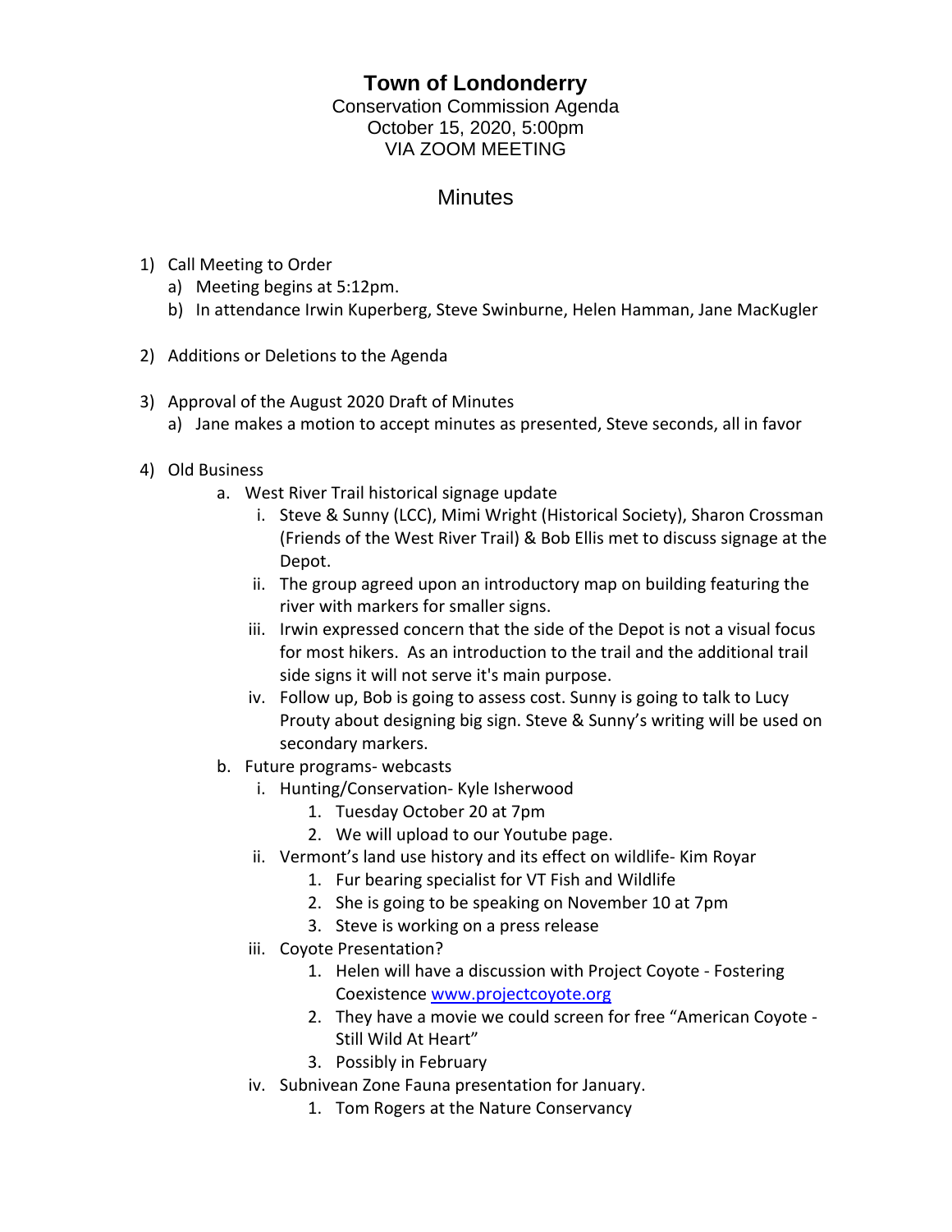# Town of Londonderry

Conservation Commission Agenda
October 15, 2020, 5:00pm
VIA ZOOM MEETING

## Minutes

1) Call Meeting to Order
   a) Meeting begins at 5:12pm.
   b) In attendance Irwin Kuperberg, Steve Swinburne, Helen Hamman, Jane MacKugler

2) Additions or Deletions to the Agenda

3) Approval of the August 2020 Draft of Minutes
   a) Jane makes a motion to accept minutes as presented, Steve seconds, all in favor

4) Old Business
   a. West River Trail historical signage update
      i. Steve & Sunny (LCC), Mimi Wright (Historical Society), Sharon Crossman (Friends of the West River Trail) & Bob Ellis met to discuss signage at the Depot.
      ii. The group agreed upon an introductory map on building featuring the river with markers for smaller signs.
      iii. Irwin expressed concern that the side of the Depot is not a visual focus for most hikers. As an introduction to the trail and the additional trail side signs it will not serve it's main purpose.
      iv. Follow up, Bob is going to assess cost. Sunny is going to talk to Lucy Prouty about designing big sign. Steve & Sunny's writing will be used on secondary markers.
   b. Future programs- webcasts
      i. Hunting/Conservation- Kyle Isherwood
         1. Tuesday October 20 at 7pm
         2. We will upload to our Youtube page.
      ii. Vermont's land use history and its effect on wildlife- Kim Royar
         1. Fur bearing specialist for VT Fish and Wildlife
         2. She is going to be speaking on November 10 at 7pm
         3. Steve is working on a press release
      iii. Coyote Presentation?
         1. Helen will have a discussion with Project Coyote - Fostering Coexistence [www.projectcoyote.org](www.projectcoyote.org)
         2. They have a movie we could screen for free "American Coyote - Still Wild At Heart"
         3. Possibly in February
      iv. Subnivean Zone Fauna presentation for January.
         1. Tom Rogers at the Nature Conservancy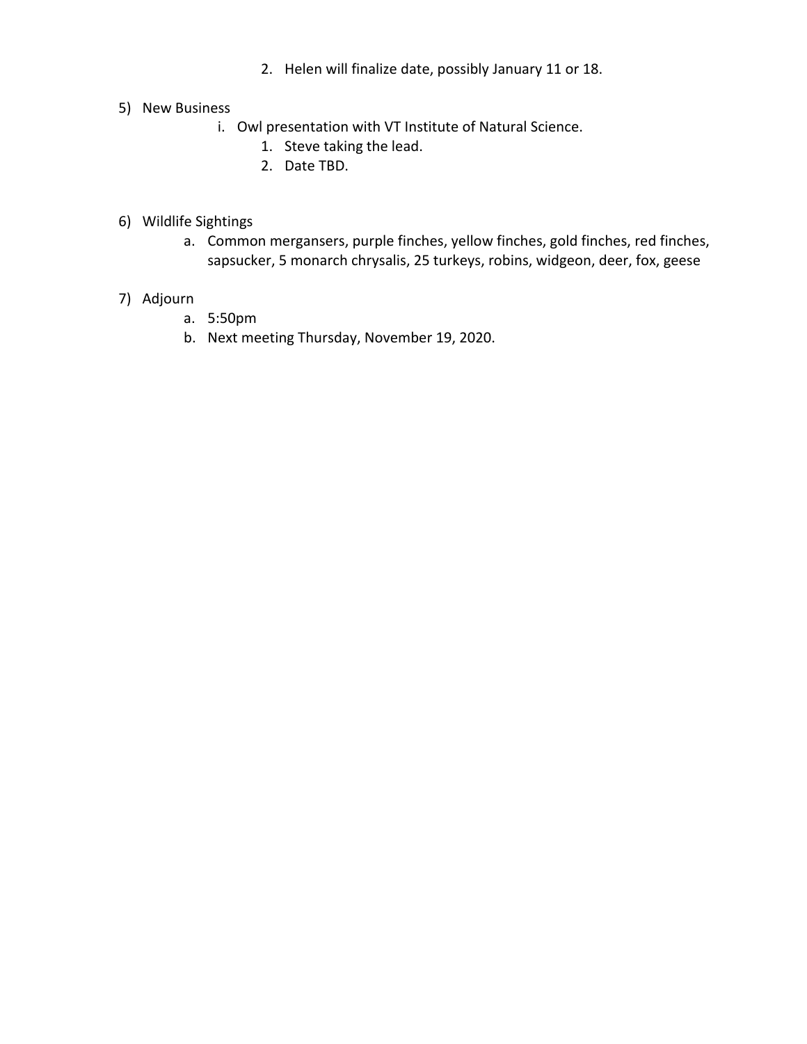2. Helen will finalize date, possibly January 11 or 18.

5) New Business
   i. Owl presentation with VT Institute of Natural Science.
      1. Steve taking the lead.
      2. Date TBD.

6) Wildlife Sightings
   a. Common mergansers, purple finches, yellow finches, gold finches, red finches, sapsucker, 5 monarch chrysalis, 25 turkeys, robins, widgeon, deer, fox, geese

7) Adjourn
   a. 5:50pm
   b. Next meeting Thursday, November 19, 2020.